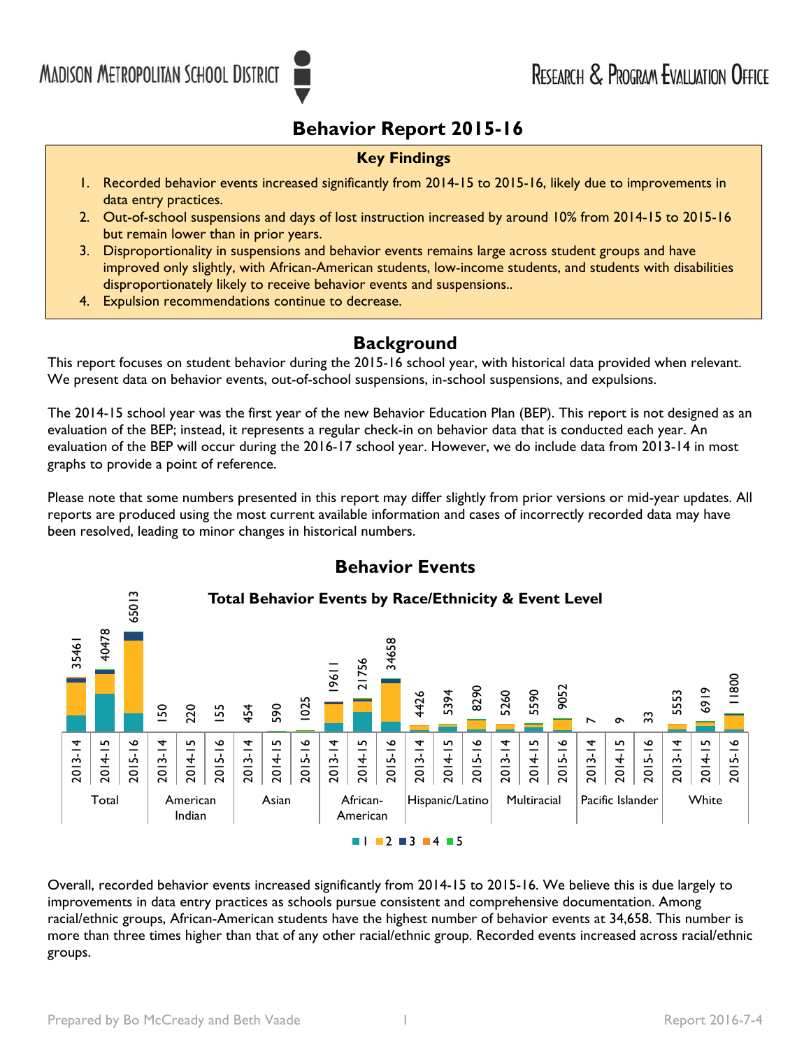MADISON METROPOLITAN SCHOOL DISTRICT — RESEARCH & PROGRAM EVALUATION OFFICE

# Behavior Report 2015-16

**Key Findings**

1. Recorded behavior events increased significantly from 2014-15 to 2015-16, likely due to improvements in data entry practices.
2. Out-of-school suspensions and days of lost instruction increased by around 10% from 2014-15 to 2015-16 but remain lower than in prior years.
3. Disproportionality in suspensions and behavior events remains large across student groups and have improved only slightly, with African-American students, low-income students, and students with disabilities disproportionately likely to receive behavior events and suspensions..
4. Expulsion recommendations continue to decrease.

## Background

This report focuses on student behavior during the 2015-16 school year, with historical data provided when relevant. We present data on behavior events, out-of-school suspensions, in-school suspensions, and expulsions.

The 2014-15 school year was the first year of the new Behavior Education Plan (BEP). This report is not designed as an evaluation of the BEP; instead, it represents a regular check-in on behavior data that is conducted each year. An evaluation of the BEP will occur during the 2016-17 school year. However, we do include data from 2013-14 in most graphs to provide a point of reference.

Please note that some numbers presented in this report may differ slightly from prior versions or mid-year updates. All reports are produced using the most current available information and cases of incorrectly recorded data may have been resolved, leading to minor changes in historical numbers.

## Behavior Events

### Total Behavior Events by Race/Ethnicity & Event Level

| Group | 2013-14 | 2014-15 | 2015-16 |
| --- | --- | --- | --- |
| Total | 35461 | 40478 | 65013 |
| American Indian | 150 | 220 | 155 |
| Asian | 454 | 590 | 1025 |
| African-American | 19611 | 21756 | 34658 |
| Hispanic/Latino | 4426 | 5394 | 8290 |
| Multiracial | 5260 | 5590 | 9052 |
| Pacific Islander | 7 | 9 | 33 |
| White | 5553 | 6919 | 11800 |

Legend: 1, 2, 3, 4, 5 (event level)

Overall, recorded behavior events increased significantly from 2014-15 to 2015-16. We believe this is due largely to improvements in data entry practices as schools pursue consistent and comprehensive documentation. Among racial/ethnic groups, African-American students have the highest number of behavior events at 34,658. This number is more than three times higher than that of any other racial/ethnic group. Recorded events increased across racial/ethnic groups.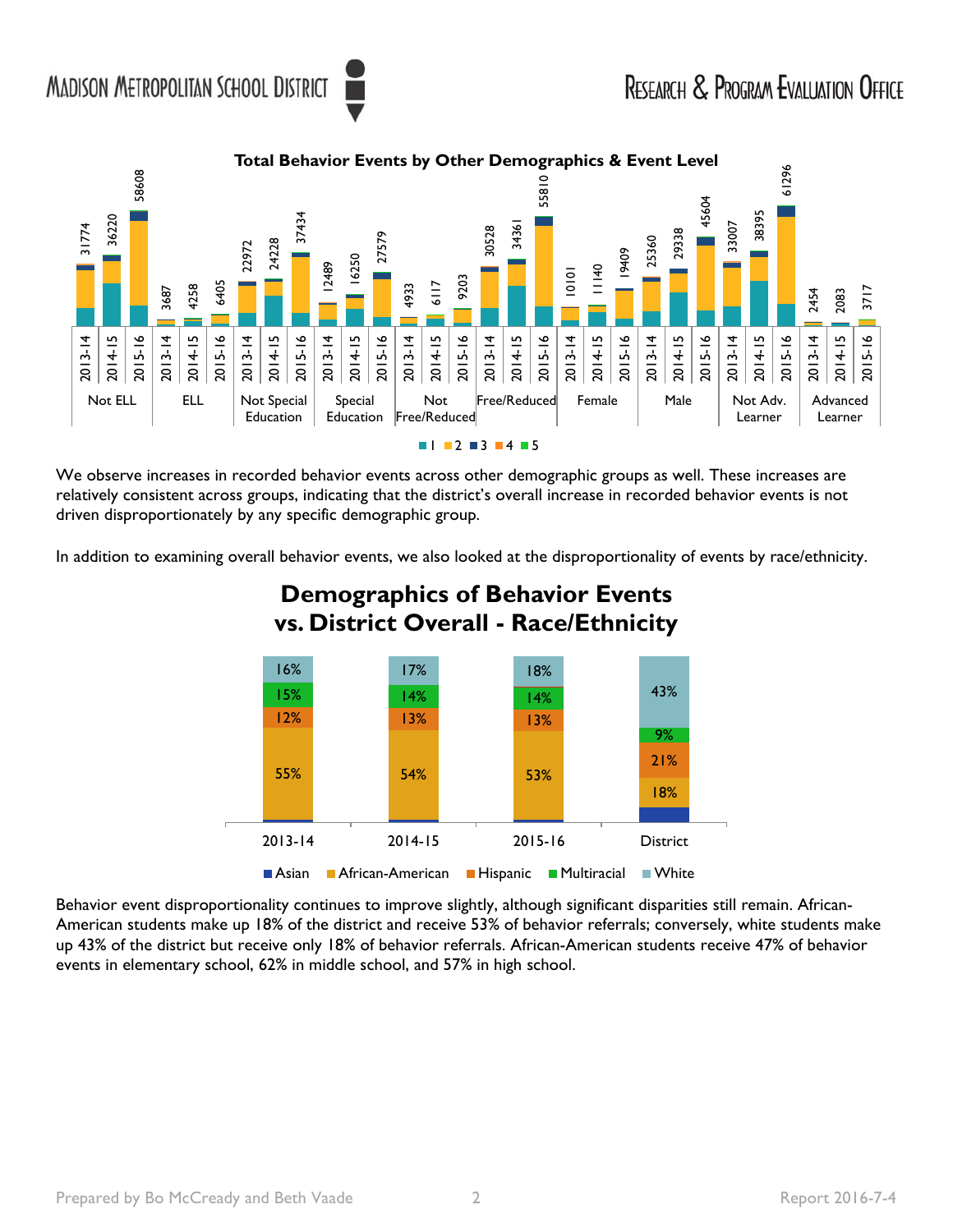**Total Behavior Events by Other Demographics & Event Level**

| Group | 2013-14 | 2014-15 | 2015-16 |
|---|---|---|---|
| Not ELL | 31774 | 36220 | 58608 |
| ELL | 3687 | 4258 | 6405 |
| Not Special Education | 22972 | 24228 | 37434 |
| Special Education | 12489 | 16250 | 27579 |
| Not Free/Reduced | 4933 | 6117 | 9203 |
| Free/Reduced | 30528 | 34361 | 55810 |
| Female | 10101 | 11140 | 19409 |
| Male | 25360 | 29338 | 45604 |
| Not Adv. Learner | 33007 | 38395 | 61296 |
| Advanced Learner | 2454 | 2083 | 3717 |

Event levels: 1, 2, 3, 4, 5

We observe increases in recorded behavior events across other demographic groups as well. These increases are relatively consistent across groups, indicating that the district's overall increase in recorded behavior events is not driven disproportionately by any specific demographic group.

In addition to examining overall behavior events, we also looked at the disproportionality of events by race/ethnicity.

**Demographics of Behavior Events vs. District Overall - Race/Ethnicity**

| | 2013-14 | 2014-15 | 2015-16 | District |
|---|---|---|---|---|
| White | 16% | 17% | 18% | 43% |
| Multiracial | 15% | 14% | 14% | 9% |
| Hispanic | 12% | 13% | 13% | 21% |
| African-American | 55% | 54% | 53% | 18% |
| Asian | | | | |

Behavior event disproportionality continues to improve slightly, although significant disparities still remain. African-American students make up 18% of the district and receive 53% of behavior referrals; conversely, white students make up 43% of the district but receive only 18% of behavior referrals. African-American students receive 47% of behavior events in elementary school, 62% in middle school, and 57% in high school.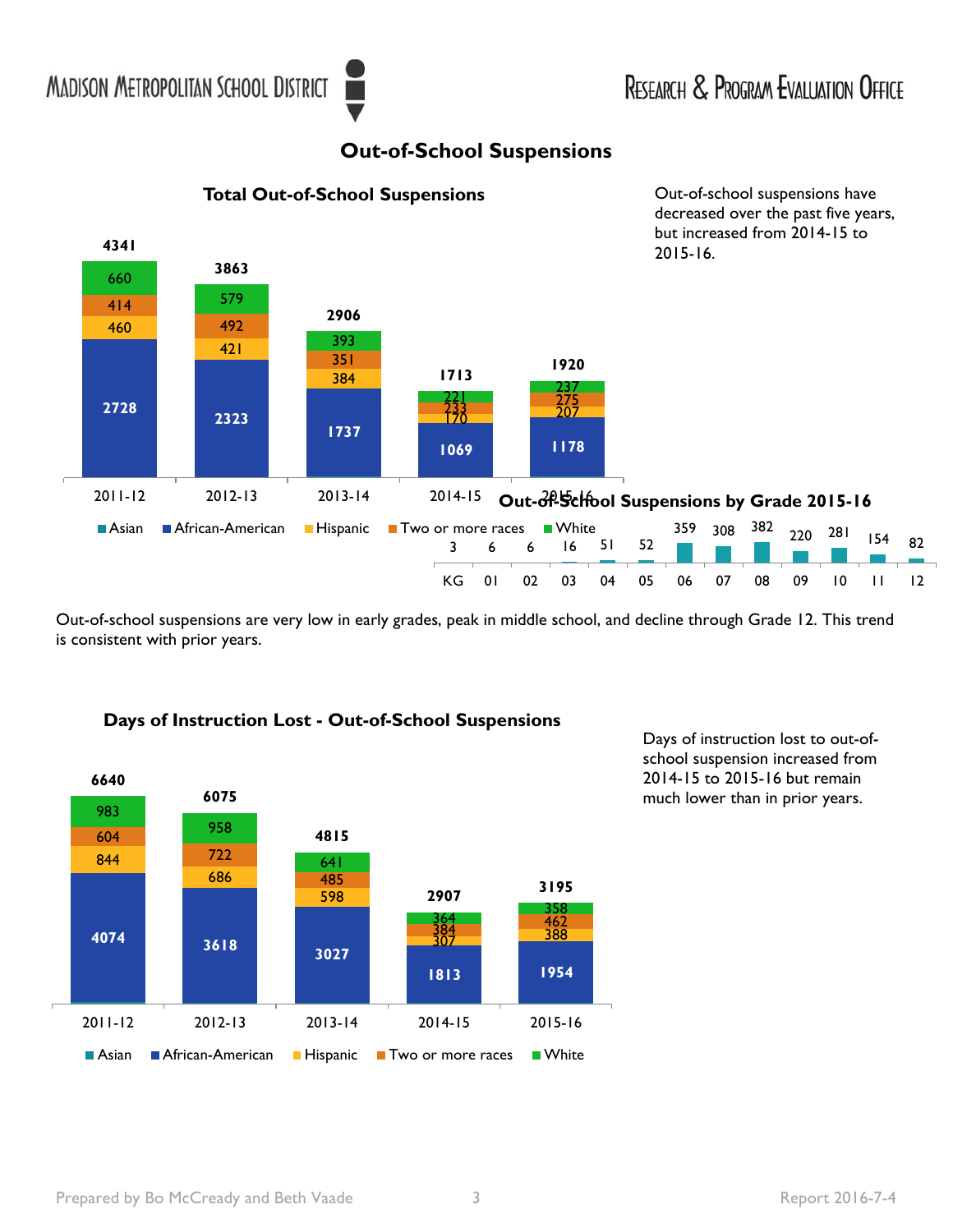# Out-of-School Suspensions

## Total Out-of-School Suspensions

| | 2011-12 | 2012-13 | 2013-14 | 2014-15 | 2015-16 |
|---|---|---|---|---|---|
| White | 660 | 579 | 393 | 221 | 237 |
| Two or more races | 414 | 492 | 351 | 233 | 275 |
| Hispanic | 460 | 421 | 384 | 170 | 207 |
| African-American | 2728 | 2323 | 1737 | 1069 | 1178 |
| Total | 4341 | 3863 | 2906 | 1713 | 1920 |

Out-of-school suspensions have decreased over the past five years, but increased from 2014-15 to 2015-16.

## Out-of-School Suspensions by Grade 2015-16

| KG | 01 | 02 | 03 | 04 | 05 | 06 | 07 | 08 | 09 | 10 | 11 | 12 |
|---|---|---|---|---|---|---|---|---|---|---|---|---|
| 3 | 6 | 6 | 16 | 51 | 52 | 359 | 308 | 382 | 220 | 281 | 154 | 82 |

Out-of-school suspensions are very low in early grades, peak in middle school, and decline through Grade 12. This trend is consistent with prior years.

## Days of Instruction Lost - Out-of-School Suspensions

| | 2011-12 | 2012-13 | 2013-14 | 2014-15 | 2015-16 |
|---|---|---|---|---|---|
| White | 983 | 958 | 641 | 364 | 358 |
| Two or more races | 604 | 722 | 485 | 384 | 462 |
| Hispanic | 844 | 686 | 598 | 307 | 388 |
| African-American | 4074 | 3618 | 3027 | 1813 | 1954 |
| Total | 6640 | 6075 | 4815 | 2907 | 3195 |

Days of instruction lost to out-of-school suspension increased from 2014-15 to 2015-16 but remain much lower than in prior years.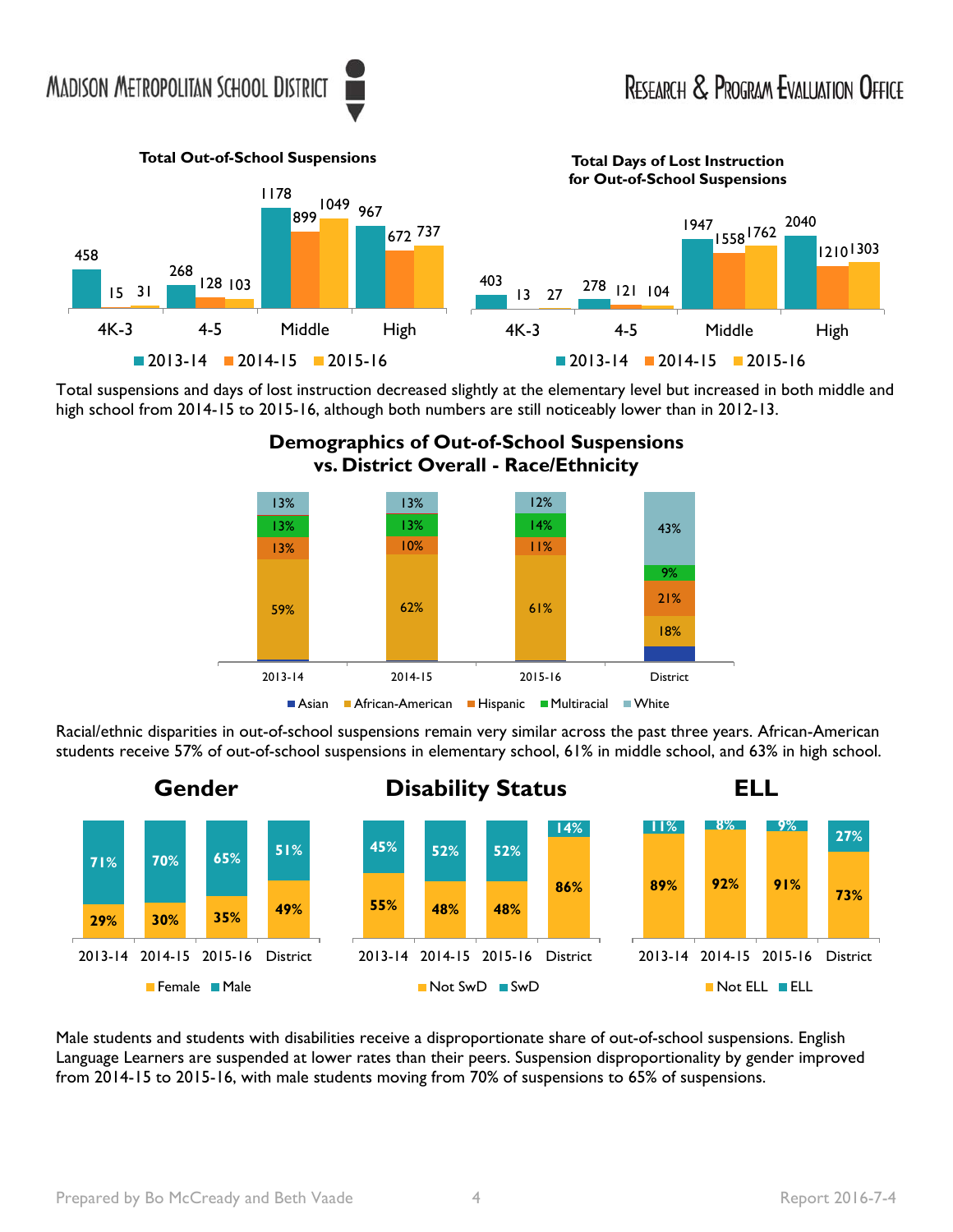**Total Out-of-School Suspensions**

| | 2013-14 | 2014-15 | 2015-16 |
|---|---|---|---|
| 4K-3 | 458 | 15 | 31 |
| 4-5 | 268 | 128 | 103 |
| Middle | 1178 | 899 | 1049 |
| High | 967 | 672 | 737 |

**Total Days of Lost Instruction for Out-of-School Suspensions**

| | 2013-14 | 2014-15 | 2015-16 |
|---|---|---|---|
| 4K-3 | 403 | 13 | 27 |
| 4-5 | 278 | 121 | 104 |
| Middle | 1947 | 1558 | 1762 |
| High | 2040 | 1210 | 1303 |

Total suspensions and days of lost instruction decreased slightly at the elementary level but increased in both middle and high school from 2014-15 to 2015-16, although both numbers are still noticeably lower than in 2012-13.

**Demographics of Out-of-School Suspensions vs. District Overall - Race/Ethnicity**

| | 2013-14 | 2014-15 | 2015-16 | District |
|---|---|---|---|---|
| Asian | | | | |
| African-American | 59% | 62% | 61% | 18% |
| Hispanic | 13% | 10% | 11% | 21% |
| Multiracial | 13% | 13% | 14% | 9% |
| White | 13% | 13% | 12% | 43% |

Racial/ethnic disparities in out-of-school suspensions remain very similar across the past three years. African-American students receive 57% of out-of-school suspensions in elementary school, 61% in middle school, and 63% in high school.

**Gender**

| | 2013-14 | 2014-15 | 2015-16 | District |
|---|---|---|---|---|
| Female | 29% | 30% | 35% | 49% |
| Male | 71% | 70% | 65% | 51% |

**Disability Status**

| | 2013-14 | 2014-15 | 2015-16 | District |
|---|---|---|---|---|
| Not SwD | 55% | 48% | 48% | 86% |
| SwD | 45% | 52% | 52% | 14% |

**ELL**

| | 2013-14 | 2014-15 | 2015-16 | District |
|---|---|---|---|---|
| Not ELL | 89% | 92% | 91% | 73% |
| ELL | 11% | 8% | 9% | 27% |

Male students and students with disabilities receive a disproportionate share of out-of-school suspensions. English Language Learners are suspended at lower rates than their peers. Suspension disproportionality by gender improved from 2014-15 to 2015-16, with male students moving from 70% of suspensions to 65% of suspensions.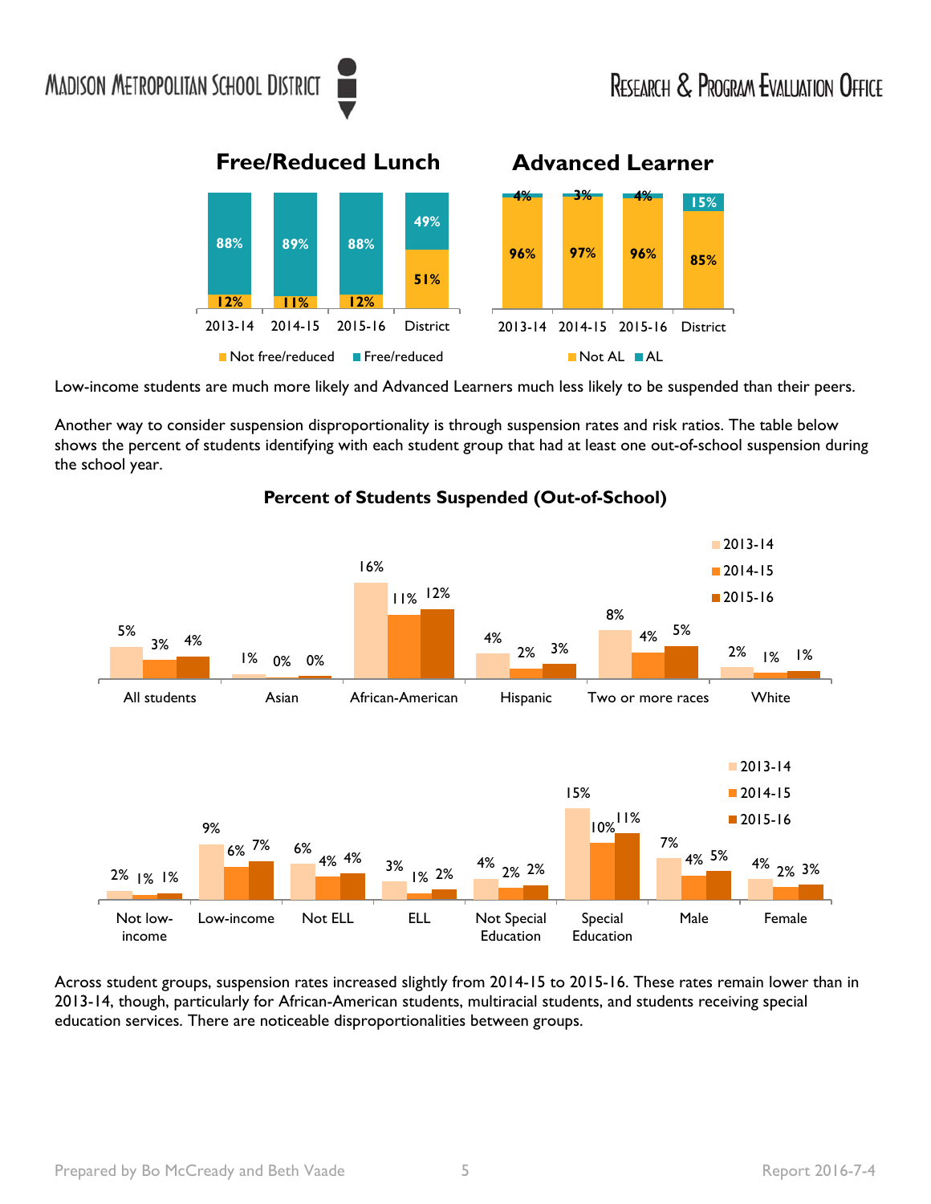## Free/Reduced Lunch

| | 2013-14 | 2014-15 | 2015-16 | District |
|---|---|---|---|---|
| Not free/reduced | 12% | 11% | 12% | 51% |
| Free/reduced | 88% | 89% | 88% | 49% |

## Advanced Learner

| | 2013-14 | 2014-15 | 2015-16 | District |
|---|---|---|---|---|
| Not AL | 96% | 97% | 96% | 85% |
| AL | 4% | 3% | 4% | 15% |

Low-income students are much more likely and Advanced Learners much less likely to be suspended than their peers.

Another way to consider suspension disproportionality is through suspension rates and risk ratios. The table below shows the percent of students identifying with each student group that had at least one out-of-school suspension during the school year.

## Percent of Students Suspended (Out-of-School)

| | 2013-14 | 2014-15 | 2015-16 |
|---|---|---|---|
| All students | 5% | 3% | 4% |
| Asian | 1% | 0% | 0% |
| African-American | 16% | 11% | 12% |
| Hispanic | 4% | 2% | 3% |
| Two or more races | 8% | 4% | 5% |
| White | 2% | 1% | 1% |

| | 2013-14 | 2014-15 | 2015-16 |
|---|---|---|---|
| Not low-income | 2% | 1% | 1% |
| Low-income | 9% | 6% | 7% |
| Not ELL | 6% | 4% | 4% |
| ELL | 3% | 1% | 2% |
| Not Special Education | 4% | 2% | 2% |
| Special Education | 15% | 10% | 11% |
| Male | 7% | 4% | 5% |
| Female | 4% | 2% | 3% |

Across student groups, suspension rates increased slightly from 2014-15 to 2015-16. These rates remain lower than in 2013-14, though, particularly for African-American students, multiracial students, and students receiving special education services. There are noticeable disproportionalities between groups.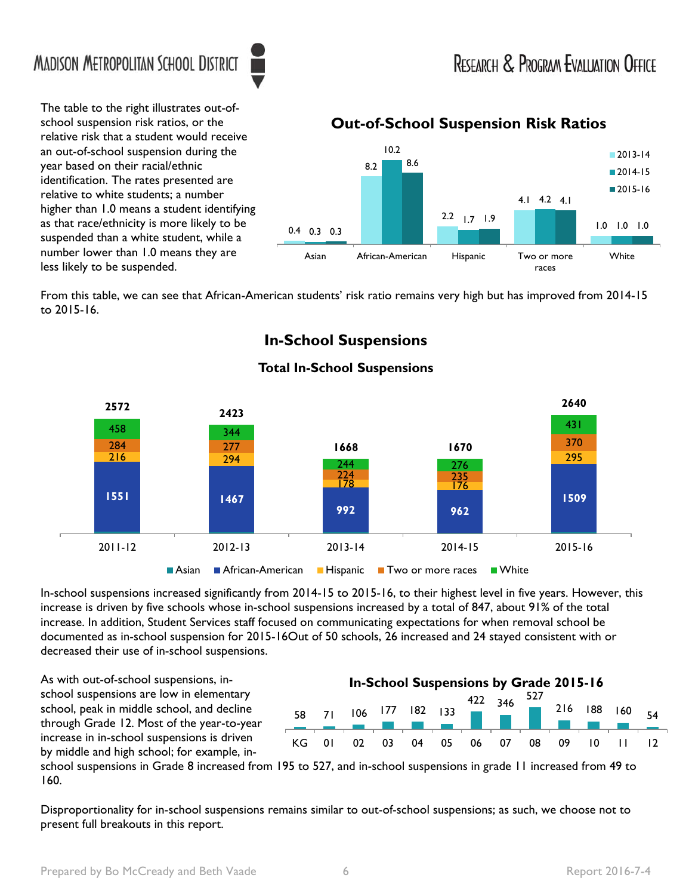The table to the right illustrates out-of-school suspension risk ratios, or the relative risk that a student would receive an out-of-school suspension during the year based on their racial/ethnic identification. The rates presented are relative to white students; a number higher than 1.0 means a student identifying as that race/ethnicity is more likely to be suspended than a white student, while a number lower than 1.0 means they are less likely to be suspended.

**Out-of-School Suspension Risk Ratios**

| | 2013-14 | 2014-15 | 2015-16 |
|---|---|---|---|
| Asian | 0.4 | 0.3 | 0.3 |
| African-American | 8.2 | 10.2 | 8.6 |
| Hispanic | 2.2 | 1.7 | 1.9 |
| Two or more races | 4.1 | 4.2 | 4.1 |
| White | 1.0 | 1.0 | 1.0 |

From this table, we can see that African-American students' risk ratio remains very high but has improved from 2014-15 to 2015-16.

## In-School Suspensions

**Total In-School Suspensions**

| | 2011-12 | 2012-13 | 2013-14 | 2014-15 | 2015-16 |
|---|---|---|---|---|---|
| African-American | 1551 | 1467 | 992 | 962 | 1509 |
| Hispanic | 216 | 294 | 178 | 176 | 295 |
| Two or more races | 284 | 277 | 224 | 235 | 370 |
| White | 458 | 344 | 244 | 276 | 431 |
| Total | 2572 | 2423 | 1668 | 1670 | 2640 |

In-school suspensions increased significantly from 2014-15 to 2015-16, to their highest level in five years. However, this increase is driven by five schools whose in-school suspensions increased by a total of 847, about 91% of the total increase. In addition, Student Services staff focused on communicating expectations for when removal school be documented as in-school suspension for 2015-16Out of 50 schools, 26 increased and 24 stayed consistent with or decreased their use of in-school suspensions.

As with out-of-school suspensions, in-school suspensions are low in elementary school, peak in middle school, and decline through Grade 12. Most of the year-to-year increase in in-school suspensions is driven by middle and high school; for example, in-school suspensions in Grade 8 increased from 195 to 527, and in-school suspensions in grade 11 increased from 49 to 160.

**In-School Suspensions by Grade 2015-16**

| KG | 01 | 02 | 03 | 04 | 05 | 06 | 07 | 08 | 09 | 10 | 11 | 12 |
|---|---|---|---|---|---|---|---|---|---|---|---|---|
| 58 | 71 | 106 | 177 | 182 | 133 | 422 | 346 | 527 | 216 | 188 | 160 | 54 |

Disproportionality for in-school suspensions remains similar to out-of-school suspensions; as such, we choose not to present full breakouts in this report.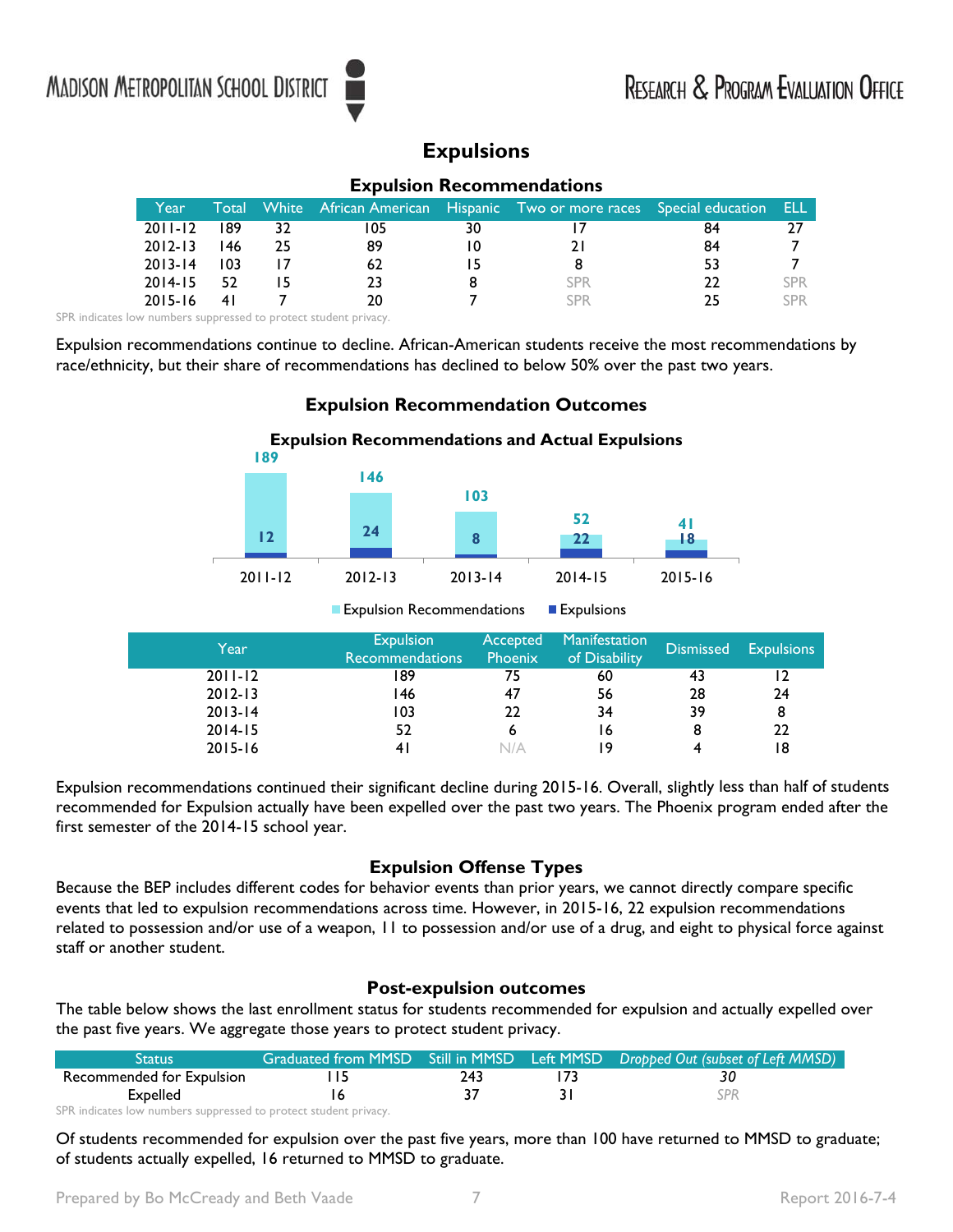# Expulsions

## Expulsion Recommendations

| Year | Total | White | African American | Hispanic | Two or more races | Special education | ELL |
|---|---|---|---|---|---|---|---|
| 2011-12 | 189 | 32 | 105 | 30 | 17 | 84 | 27 |
| 2012-13 | 146 | 25 | 89 | 10 | 21 | 84 | 7 |
| 2013-14 | 103 | 17 | 62 | 15 | 8 | 53 | 7 |
| 2014-15 | 52 | 15 | 23 | 8 | SPR | 22 | SPR |
| 2015-16 | 41 | 7 | 20 | 7 | SPR | 25 | SPR |

SPR indicates low numbers suppressed to protect student privacy.

Expulsion recommendations continue to decline. African-American students receive the most recommendations by race/ethnicity, but their share of recommendations has declined to below 50% over the past two years.

## Expulsion Recommendation Outcomes

Expulsion Recommendations and Actual Expulsions

189
12
146
24
103
8
52
22
41
18

2011-12 2012-13 2013-14 2014-15 2015-16

Expulsion Recommendations
Expulsions

| Year | Expulsion Recommendations | Accepted Phoenix | Manifestation of Disability | Dismissed | Expulsions |
|---|---|---|---|---|---|
| 2011-12 | 189 | 75 | 60 | 43 | 12 |
| 2012-13 | 146 | 47 | 56 | 28 | 24 |
| 2013-14 | 103 | 22 | 34 | 39 | 8 |
| 2014-15 | 52 | 6 | 16 | 8 | 22 |
| 2015-16 | 41 | N/A | 19 | 4 | 18 |

Expulsion recommendations continued their significant decline during 2015-16. Overall, slightly less than half of students recommended for Expulsion actually have been expelled over the past two years. The Phoenix program ended after the first semester of the 2014-15 school year.

## Expulsion Offense Types

Because the BEP includes different codes for behavior events than prior years, we cannot directly compare specific events that led to expulsion recommendations across time. However, in 2015-16, 22 expulsion recommendations related to possession and/or use of a weapon, 11 to possession and/or use of a drug, and eight to physical force against staff or another student.

## Post-expulsion outcomes

The table below shows the last enrollment status for students recommended for expulsion and actually expelled over the past five years. We aggregate those years to protect student privacy.

| Status | Graduated from MMSD | Still in MMSD | Left MMSD | *Dropped Out (subset of Left MMSD)* |
|---|---|---|---|---|
| Recommended for Expulsion | 115 | 243 | 173 | *30* |
| Expelled | 16 | 37 | 31 | *SPR* |

SPR indicates low numbers suppressed to protect student privacy.

Of students recommended for expulsion over the past five years, more than 100 have returned to MMSD to graduate; of students actually expelled, 16 returned to MMSD to graduate.